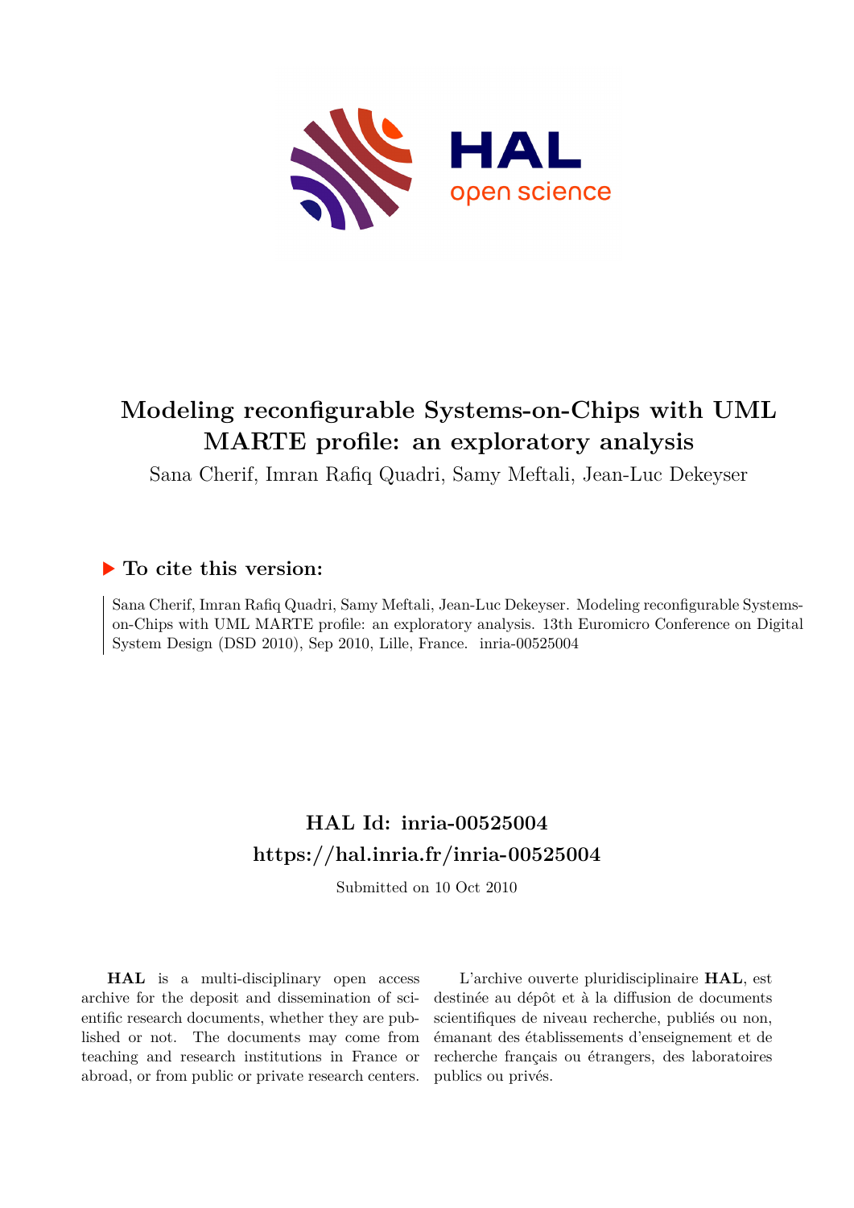# Modeling reconfigurable Systems-on-Chips with UML MARTE profile: an exploratory analysis

Sana Cherif, Imran Rafiq Quadri, Samy Meftali, Jean-Luc Dekeyser

## To cite this version:

Sana Cherif, Imran Rafiq Quadri, Samy Meftali, Jean-Luc Dekeyser. Modeling reconfigurable Systems-on-Chips with UML MARTE profile: an exploratory analysis. 13th Euromicro Conference on Digital System Design (DSD 2010), Sep 2010, Lille, France. inria-00525004

## HAL Id: inria-00525004

## https://hal.inria.fr/inria-00525004

Submitted on 10 Oct 2010

**HAL** is a multi-disciplinary open access archive for the deposit and dissemination of scientific research documents, whether they are published or not. The documents may come from teaching and research institutions in France or abroad, or from public or private research centers.

L'archive ouverte pluridisciplinaire **HAL**, est destinée au dépôt et à la diffusion de documents scientifiques de niveau recherche, publiés ou non, émanant des établissements d'enseignement et de recherche français ou étrangers, des laboratoires publics ou privés.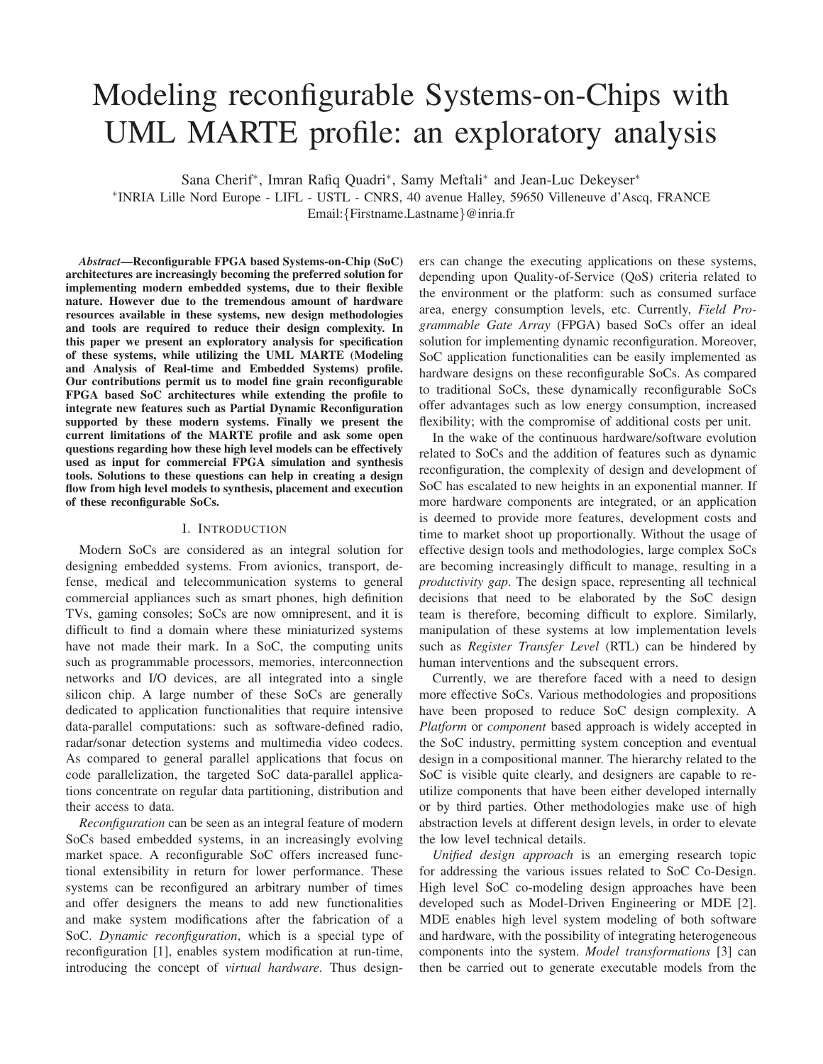# Modeling reconfigurable Systems-on-Chips with UML MARTE profile: an exploratory analysis

Sana Cherif*, Imran Rafiq Quadri*, Samy Meftali* and Jean-Luc Dekeyser*

*INRIA Lille Nord Europe - LIFL - USTL - CNRS, 40 avenue Halley, 59650 Villeneuve d'Ascq, FRANCE

Email:{Firstname.Lastname}@inria.fr

***Abstract*—Reconfigurable FPGA based Systems-on-Chip (SoC) architectures are increasingly becoming the preferred solution for implementing modern embedded systems, due to their flexible nature. However due to the tremendous amount of hardware resources available in these systems, new design methodologies and tools are required to reduce their design complexity. In this paper we present an exploratory analysis for specification of these systems, while utilizing the UML MARTE (Modeling and Analysis of Real-time and Embedded Systems) profile. Our contributions permit us to model fine grain reconfigurable FPGA based SoC architectures while extending the profile to integrate new features such as Partial Dynamic Reconfiguration supported by these modern systems. Finally we present the current limitations of the MARTE profile and ask some open questions regarding how these high level models can be effectively used as input for commercial FPGA simulation and synthesis tools. Solutions to these questions can help in creating a design flow from high level models to synthesis, placement and execution of these reconfigurable SoCs.**

## I. Introduction

Modern SoCs are considered as an integral solution for designing embedded systems. From avionics, transport, defense, medical and telecommunication systems to general commercial appliances such as smart phones, high definition TVs, gaming consoles; SoCs are now omnipresent, and it is difficult to find a domain where these miniaturized systems have not made their mark. In a SoC, the computing units such as programmable processors, memories, interconnection networks and I/O devices, are all integrated into a single silicon chip. A large number of these SoCs are generally dedicated to application functionalities that require intensive data-parallel computations: such as software-defined radio, radar/sonar detection systems and multimedia video codecs. As compared to general parallel applications that focus on code parallelization, the targeted SoC data-parallel applications concentrate on regular data partitioning, distribution and their access to data.

*Reconfiguration* can be seen as an integral feature of modern SoCs based embedded systems, in an increasingly evolving market space. A reconfigurable SoC offers increased functional extensibility in return for lower performance. These systems can be reconfigured an arbitrary number of times and offer designers the means to add new functionalities and make system modifications after the fabrication of a SoC. *Dynamic reconfiguration*, which is a special type of reconfiguration [1], enables system modification at run-time, introducing the concept of *virtual hardware*. Thus designers can change the executing applications on these systems, depending upon Quality-of-Service (QoS) criteria related to the environment or the platform: such as consumed surface area, energy consumption levels, etc. Currently, *Field Programmable Gate Array* (FPGA) based SoCs offer an ideal solution for implementing dynamic reconfiguration. Moreover, SoC application functionalities can be easily implemented as hardware designs on these reconfigurable SoCs. As compared to traditional SoCs, these dynamically reconfigurable SoCs offer advantages such as low energy consumption, increased flexibility; with the compromise of additional costs per unit.

In the wake of the continuous hardware/software evolution related to SoCs and the addition of features such as dynamic reconfiguration, the complexity of design and development of SoC has escalated to new heights in an exponential manner. If more hardware components are integrated, or an application is deemed to provide more features, development costs and time to market shoot up proportionally. Without the usage of effective design tools and methodologies, large complex SoCs are becoming increasingly difficult to manage, resulting in a *productivity gap*. The design space, representing all technical decisions that need to be elaborated by the SoC design team is therefore, becoming difficult to explore. Similarly, manipulation of these systems at low implementation levels such as *Register Transfer Level* (RTL) can be hindered by human interventions and the subsequent errors.

Currently, we are therefore faced with a need to design more effective SoCs. Various methodologies and propositions have been proposed to reduce SoC design complexity. A *Platform* or *component* based approach is widely accepted in the SoC industry, permitting system conception and eventual design in a compositional manner. The hierarchy related to the SoC is visible quite clearly, and designers are capable to reutilize components that have been either developed internally or by third parties. Other methodologies make use of high abstraction levels at different design levels, in order to elevate the low level technical details.

*Unified design approach* is an emerging research topic for addressing the various issues related to SoC Co-Design. High level SoC co-modeling design approaches have been developed such as Model-Driven Engineering or MDE [2]. MDE enables high level system modeling of both software and hardware, with the possibility of integrating heterogeneous components into the system. *Model transformations* [3] can then be carried out to generate executable models from the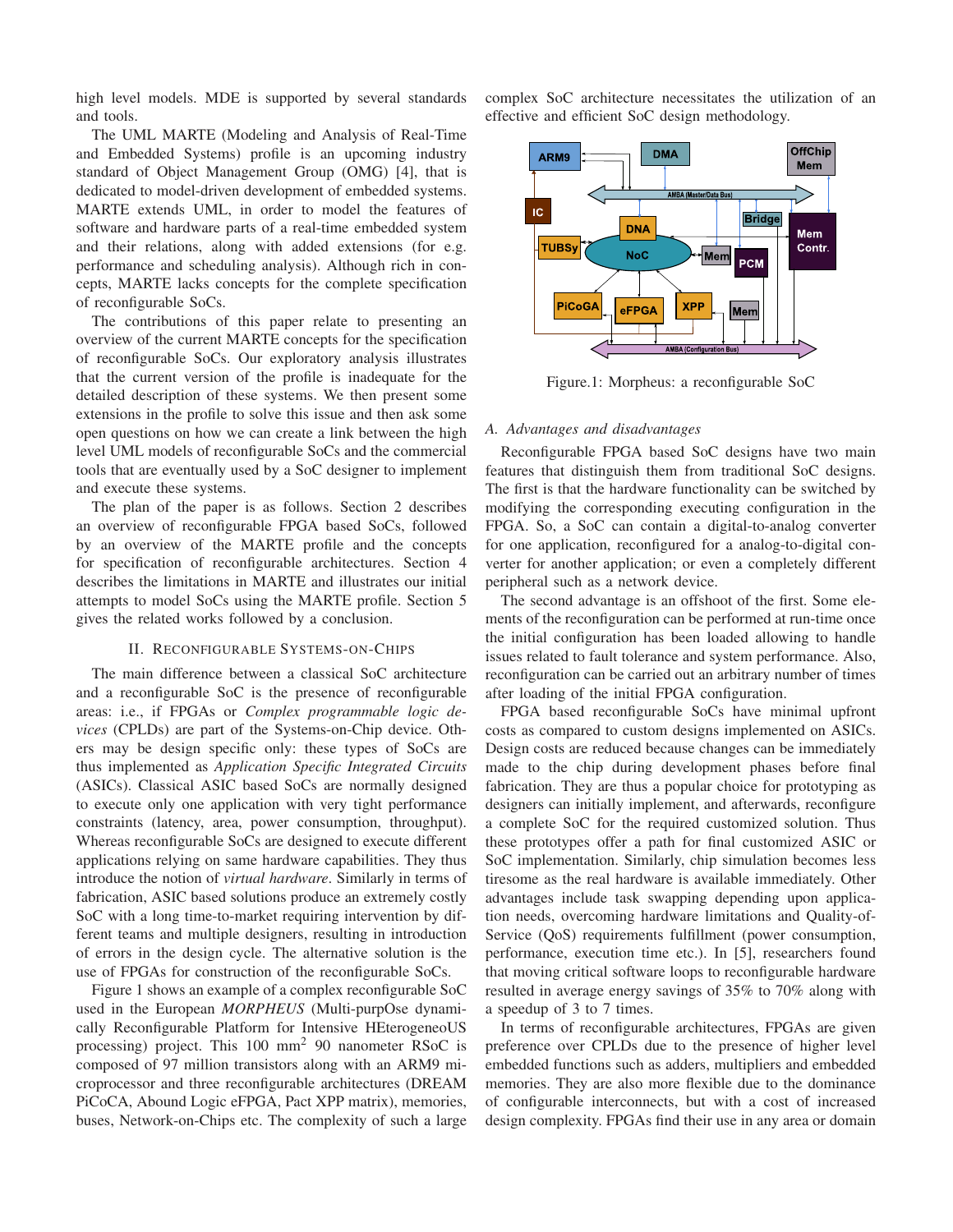high level models. MDE is supported by several standards and tools.

The UML MARTE (Modeling and Analysis of Real-Time and Embedded Systems) profile is an upcoming industry standard of Object Management Group (OMG) [4], that is dedicated to model-driven development of embedded systems. MARTE extends UML, in order to model the features of software and hardware parts of a real-time embedded system and their relations, along with added extensions (for e.g. performance and scheduling analysis). Although rich in concepts, MARTE lacks concepts for the complete specification of reconfigurable SoCs.

The contributions of this paper relate to presenting an overview of the current MARTE concepts for the specification of reconfigurable SoCs. Our exploratory analysis illustrates that the current version of the profile is inadequate for the detailed description of these systems. We then present some extensions in the profile to solve this issue and then ask some open questions on how we can create a link between the high level UML models of reconfigurable SoCs and the commercial tools that are eventually used by a SoC designer to implement and execute these systems.

The plan of the paper is as follows. Section 2 describes an overview of reconfigurable FPGA based SoCs, followed by an overview of the MARTE profile and the concepts for specification of reconfigurable architectures. Section 4 describes the limitations in MARTE and illustrates our initial attempts to model SoCs using the MARTE profile. Section 5 gives the related works followed by a conclusion.

## II. Reconfigurable Systems-on-Chips

The main difference between a classical SoC architecture and a reconfigurable SoC is the presence of reconfigurable areas: i.e., if FPGAs or *Complex programmable logic devices* (CPLDs) are part of the Systems-on-Chip device. Others may be design specific only: these types of SoCs are thus implemented as *Application Specific Integrated Circuits* (ASICs). Classical ASIC based SoCs are normally designed to execute only one application with very tight performance constraints (latency, area, power consumption, throughput). Whereas reconfigurable SoCs are designed to execute different applications relying on same hardware capabilities. They thus introduce the notion of *virtual hardware*. Similarly in terms of fabrication, ASIC based solutions produce an extremely costly SoC with a long time-to-market requiring intervention by different teams and multiple designers, resulting in introduction of errors in the design cycle. The alternative solution is the use of FPGAs for construction of the reconfigurable SoCs.

Figure 1 shows an example of a complex reconfigurable SoC used in the European *MORPHEUS* (Multi-purpOse dynamically Reconfigurable Platform for Intensive HEterogeneoUS processing) project. This 100 mm$^2$ 90 nanometer RSoC is composed of 97 million transistors along with an ARM9 microprocessor and three reconfigurable architectures (DREAM PiCoCA, Abound Logic eFPGA, Pact XPP matrix), memories, buses, Network-on-Chips etc. The complexity of such a large complex SoC architecture necessitates the utilization of an effective and efficient SoC design methodology.

ARM9
DMA
OffChip Mem
AMBA (Master/Data Bus)
IC
Bridge
DNA
Mem Contr.
TUBSy
NoC
Mem
PCM
PiCoGA
eFPGA
XPP
Mem
AMBA (Configuration Bus)

Figure.1: Morpheus: a reconfigurable SoC

### A. Advantages and disadvantages

Reconfigurable FPGA based SoC designs have two main features that distinguish them from traditional SoC designs. The first is that the hardware functionality can be switched by modifying the corresponding executing configuration in the FPGA. So, a SoC can contain a digital-to-analog converter for one application, reconfigured for a analog-to-digital converter for another application; or even a completely different peripheral such as a network device.

The second advantage is an offshoot of the first. Some elements of the reconfiguration can be performed at run-time once the initial configuration has been loaded allowing to handle issues related to fault tolerance and system performance. Also, reconfiguration can be carried out an arbitrary number of times after loading of the initial FPGA configuration.

FPGA based reconfigurable SoCs have minimal upfront costs as compared to custom designs implemented on ASICs. Design costs are reduced because changes can be immediately made to the chip during development phases before final fabrication. They are thus a popular choice for prototyping as designers can initially implement, and afterwards, reconfigure a complete SoC for the required customized solution. Thus these prototypes offer a path for final customized ASIC or SoC implementation. Similarly, chip simulation becomes less tiresome as the real hardware is available immediately. Other advantages include task swapping depending upon application needs, overcoming hardware limitations and Quality-of-Service (QoS) requirements fulfillment (power consumption, performance, execution time etc.). In [5], researchers found that moving critical software loops to reconfigurable hardware resulted in average energy savings of 35% to 70% along with a speedup of 3 to 7 times.

In terms of reconfigurable architectures, FPGAs are given preference over CPLDs due to the presence of higher level embedded functions such as adders, multipliers and embedded memories. They are also more flexible due to the dominance of configurable interconnects, but with a cost of increased design complexity. FPGAs find their use in any area or domain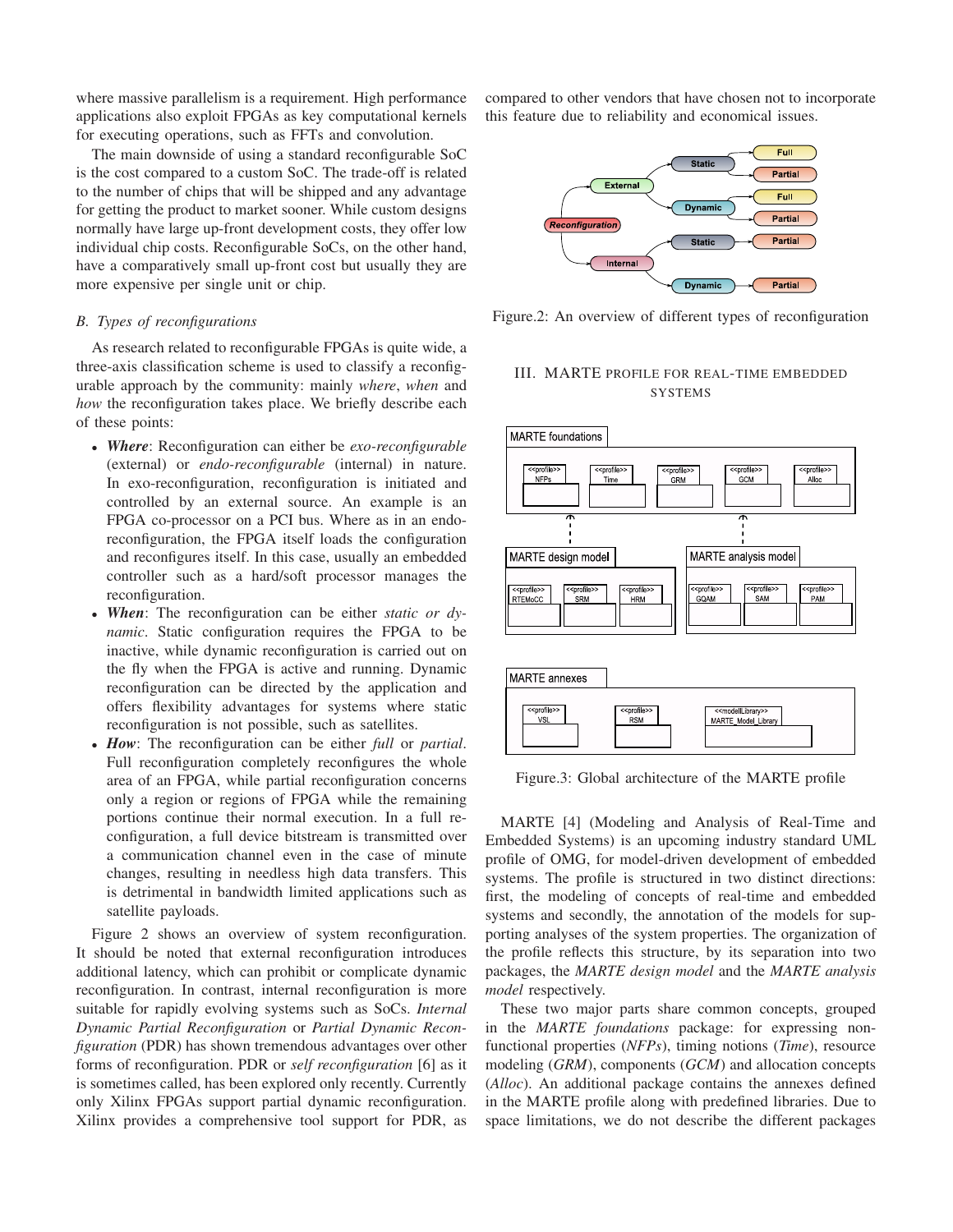where massive parallelism is a requirement. High performance applications also exploit FPGAs as key computational kernels for executing operations, such as FFTs and convolution.

The main downside of using a standard reconfigurable SoC is the cost compared to a custom SoC. The trade-off is related to the number of chips that will be shipped and any advantage for getting the product to market sooner. While custom designs normally have large up-front development costs, they offer low individual chip costs. Reconfigurable SoCs, on the other hand, have a comparatively small up-front cost but usually they are more expensive per single unit or chip.

### B. Types of reconfigurations

As research related to reconfigurable FPGAs is quite wide, a three-axis classification scheme is used to classify a reconfigurable approach by the community: mainly *where*, *when* and *how* the reconfiguration takes place. We briefly describe each of these points:

- ***Where***: Reconfiguration can either be *exo-reconfigurable* (external) or *endo-reconfigurable* (internal) in nature. In exo-reconfiguration, reconfiguration is initiated and controlled by an external source. An example is an FPGA co-processor on a PCI bus. Where as in an endo-reconfiguration, the FPGA itself loads the configuration and reconfigures itself. In this case, usually an embedded controller such as a hard/soft processor manages the reconfiguration.
- ***When***: The reconfiguration can be either *static or dynamic*. Static configuration requires the FPGA to be inactive, while dynamic reconfiguration is carried out on the fly when the FPGA is active and running. Dynamic reconfiguration can be directed by the application and offers flexibility advantages for systems where static reconfiguration is not possible, such as satellites.
- ***How***: The reconfiguration can be either *full* or *partial*. Full reconfiguration completely reconfigures the whole area of an FPGA, while partial reconfiguration concerns only a region or regions of FPGA while the remaining portions continue their normal execution. In a full reconfiguration, a full device bitstream is transmitted over a communication channel even in the case of minute changes, resulting in needless high data transfers. This is detrimental in bandwidth limited applications such as satellite payloads.

Figure 2 shows an overview of system reconfiguration. It should be noted that external reconfiguration introduces additional latency, which can prohibit or complicate dynamic reconfiguration. In contrast, internal reconfiguration is more suitable for rapidly evolving systems such as SoCs. *Internal Dynamic Partial Reconfiguration* or *Partial Dynamic Reconfiguration* (PDR) has shown tremendous advantages over other forms of reconfiguration. PDR or *self reconfiguration* [6] as it is sometimes called, has been explored only recently. Currently only Xilinx FPGAs support partial dynamic reconfiguration. Xilinx provides a comprehensive tool support for PDR, as compared to other vendors that have chosen not to incorporate this feature due to reliability and economical issues.

Reconfiguration
External
Static
Full
Partial
Dynamic
Full
Partial
Internal
Static
Partial
Dynamic
Partial

Figure.2: An overview of different types of reconfiguration

## III. MARTE profile for real-time embedded systems

MARTE foundations
<<profile>> NFPs
<<profile>> Time
<<profile>> GRM
<<profile>> GCM
<<profile>> Alloc
MARTE design model
<<profile>> RTEMoCC
<<profile>> SRM
<<profile>> HRM
MARTE analysis model
<<profile>> GQAM
<<profile>> SAM
<<profile>> PAM
MARTE annexes
<<profile>> VSL
<<profile>> RSM
<<modelLibrary>> MARTE_Model_Library

Figure.3: Global architecture of the MARTE profile

MARTE [4] (Modeling and Analysis of Real-Time and Embedded Systems) is an upcoming industry standard UML profile of OMG, for model-driven development of embedded systems. The profile is structured in two distinct directions: first, the modeling of concepts of real-time and embedded systems and secondly, the annotation of the models for supporting analyses of the system properties. The organization of the profile reflects this structure, by its separation into two packages, the *MARTE design model* and the *MARTE analysis model* respectively.

These two major parts share common concepts, grouped in the *MARTE foundations* package: for expressing non-functional properties (*NFPs*), timing notions (*Time*), resource modeling (*GRM*), components (*GCM*) and allocation concepts (*Alloc*). An additional package contains the annexes defined in the MARTE profile along with predefined libraries. Due to space limitations, we do not describe the different packages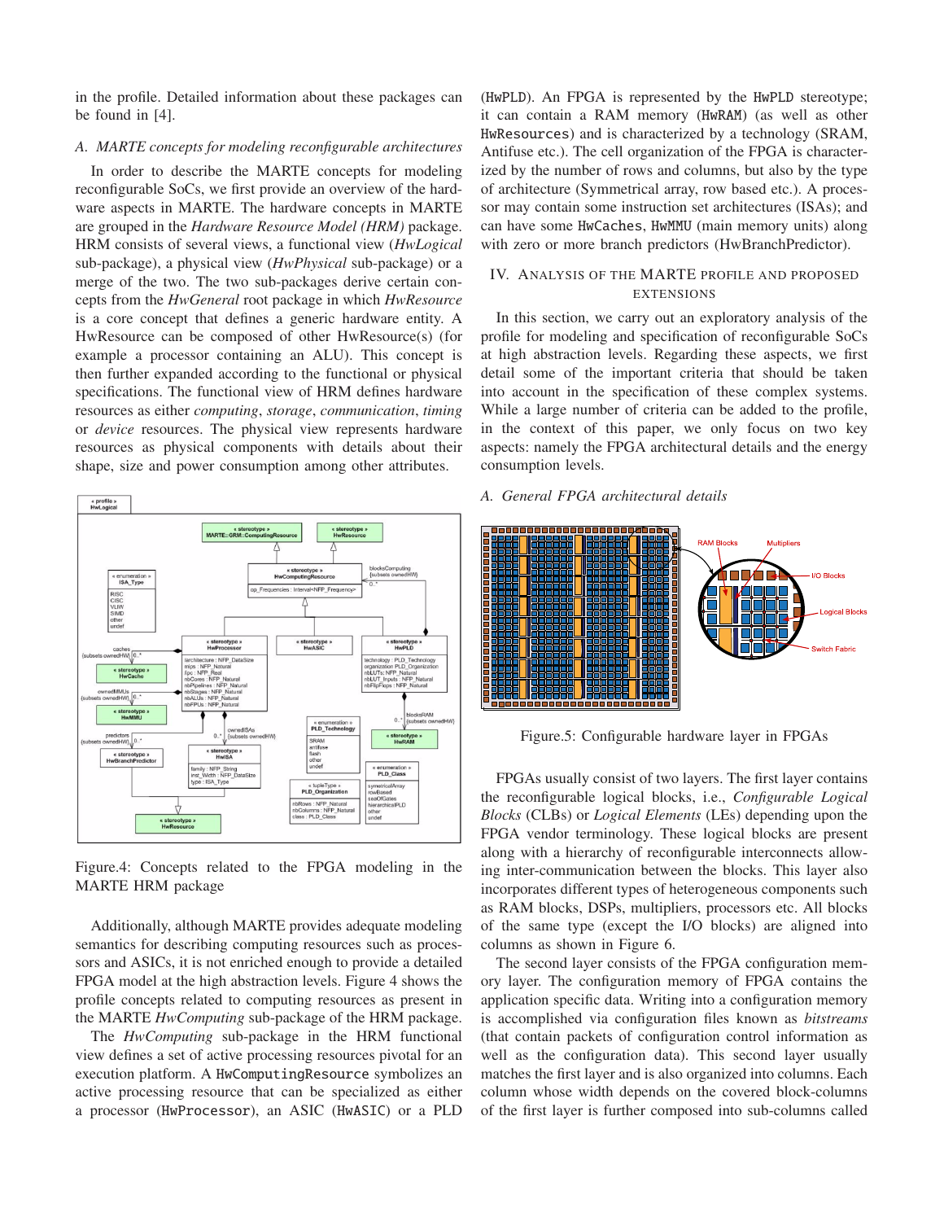in the profile. Detailed information about these packages can be found in [4].

### A. MARTE concepts for modeling reconfigurable architectures

In order to describe the MARTE concepts for modeling reconfigurable SoCs, we first provide an overview of the hardware aspects in MARTE. The hardware concepts in MARTE are grouped in the *Hardware Resource Model (HRM)* package. HRM consists of several views, a functional view (*HwLogical* sub-package), a physical view (*HwPhysical* sub-package) or a merge of the two. The two sub-packages derive certain concepts from the *HwGeneral* root package in which *HwResource* is a core concept that defines a generic hardware entity. A HwResource can be composed of other HwResource(s) (for example a processor containing an ALU). This concept is then further expanded according to the functional or physical specifications. The functional view of HRM defines hardware resources as either *computing*, *storage*, *communication*, *timing* or *device* resources. The physical view represents hardware resources as physical components with details about their shape, size and power consumption among other attributes.

Figure.4: Concepts related to the FPGA modeling in the MARTE HRM package

Additionally, although MARTE provides adequate modeling semantics for describing computing resources such as processors and ASICs, it is not enriched enough to provide a detailed FPGA model at the high abstraction levels. Figure 4 shows the profile concepts related to computing resources as present in the MARTE *HwComputing* sub-package of the HRM package.

The *HwComputing* sub-package in the HRM functional view defines a set of active processing resources pivotal for an execution platform. A `HwComputingResource` symbolizes an active processing resource that can be specialized as either a processor (`HwProcessor`), an ASIC (`HwASIC`) or a PLD (`HwPLD`). An FPGA is represented by the `HwPLD` stereotype; it can contain a RAM memory (`HwRAM`) (as well as other `HwResources`) and is characterized by a technology (SRAM, Antifuse etc.). The cell organization of the FPGA is characterized by the number of rows and columns, but also by the type of architecture (Symmetrical array, row based etc.). A processor may contain some instruction set architectures (ISAs); and can have some `HwCaches`, `HwMMU` (main memory units) along with zero or more branch predictors (HwBranchPredictor).

## IV. Analysis of the MARTE profile and proposed extensions

In this section, we carry out an exploratory analysis of the profile for modeling and specification of reconfigurable SoCs at high abstraction levels. Regarding these aspects, we first detail some of the important criteria that should be taken into account in the specification of these complex systems. While a large number of criteria can be added to the profile, in the context of this paper, we only focus on two key aspects: namely the FPGA architectural details and the energy consumption levels.

### A. General FPGA architectural details

Figure.5: Configurable hardware layer in FPGAs

FPGAs usually consist of two layers. The first layer contains the reconfigurable logical blocks, i.e., *Configurable Logical Blocks* (CLBs) or *Logical Elements* (LEs) depending upon the FPGA vendor terminology. These logical blocks are present along with a hierarchy of reconfigurable interconnects allowing inter-communication between the blocks. This layer also incorporates different types of heterogeneous components such as RAM blocks, DSPs, multipliers, processors etc. All blocks of the same type (except the I/O blocks) are aligned into columns as shown in Figure 6.

The second layer consists of the FPGA configuration memory layer. The configuration memory of FPGA contains the application specific data. Writing into a configuration memory is accomplished via configuration files known as *bitstreams* (that contain packets of configuration control information as well as the configuration data). This second layer usually matches the first layer and is also organized into columns. Each column whose width depends on the covered block-columns of the first layer is further composed into sub-columns called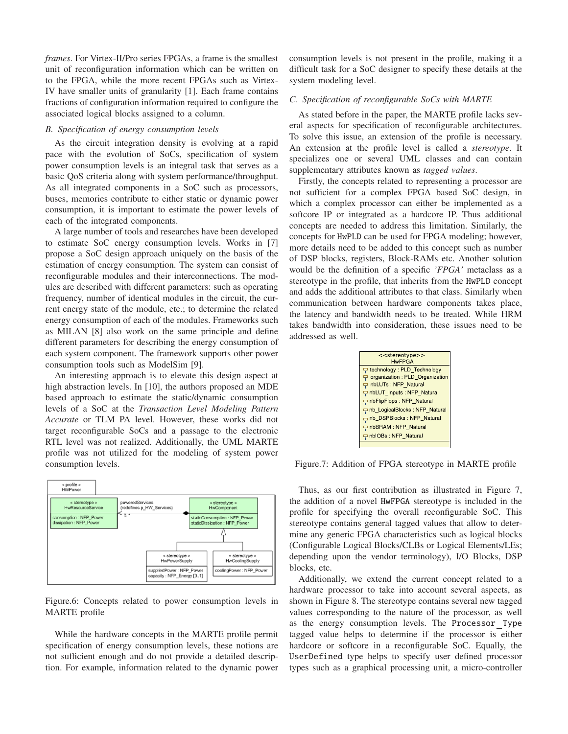*frames*. For Virtex-II/Pro series FPGAs, a frame is the smallest unit of reconfiguration information which can be written on to the FPGA, while the more recent FPGAs such as Virtex-IV have smaller units of granularity [1]. Each frame contains fractions of configuration information required to configure the associated logical blocks assigned to a column.

### *B. Specification of energy consumption levels*

As the circuit integration density is evolving at a rapid pace with the evolution of SoCs, specification of system power consumption levels is an integral task that serves as a basic QoS criteria along with system performance/throughput. As all integrated components in a SoC such as processors, buses, memories contribute to either static or dynamic power consumption, it is important to estimate the power levels of each of the integrated components.

A large number of tools and researches have been developed to estimate SoC energy consumption levels. Works in [7] propose a SoC design approach uniquely on the basis of the estimation of energy consumption. The system can consist of reconfigurable modules and their interconnections. The modules are described with different parameters: such as operating frequency, number of identical modules in the circuit, the current energy state of the module, etc.; to determine the related energy consumption of each of the modules. Frameworks such as MILAN [8] also work on the same principle and define different parameters for describing the energy consumption of each system component. The framework supports other power consumption tools such as ModelSim [9].

An interesting approach is to elevate this design aspect at high abstraction levels. In [10], the authors proposed an MDE based approach to estimate the static/dynamic consumption levels of a SoC at the *Transaction Level Modeling Pattern Accurate* or TLM PA level. However, these works did not target reconfigurable SoCs and a passage to the electronic RTL level was not realized. Additionally, the UML MARTE profile was not utilized for the modeling of system power consumption levels.

« profile »
HWPower

« stereotype »
HwResourceService
consumption : NFP_Power
dissipation : NFP_Power

poweredServices
{redefines p_HW_Services}
0..*

« stereotype »
HwComponent
staticConsumption : NFP_Power
staticDissipation : NFP_Power

« stereotype »
HwPowerSupply
suppliedPower : NFP_Power
capacity : NFP_Energy [0..1]

« stereotype »
HwCoolingSupply
coolingPower : NFP_Power

Figure.6: Concepts related to power consumption levels in MARTE profile

While the hardware concepts in the MARTE profile permit specification of energy consumption levels, these notions are not sufficient enough and do not provide a detailed description. For example, information related to the dynamic power consumption levels is not present in the profile, making it a difficult task for a SoC designer to specify these details at the system modeling level.

### *C. Specification of reconfigurable SoCs with MARTE*

As stated before in the paper, the MARTE profile lacks several aspects for specification of reconfigurable architectures. To solve this issue, an extension of the profile is necessary. An extension at the profile level is called a *stereotype*. It specializes one or several UML classes and can contain supplementary attributes known as *tagged values*.

Firstly, the concepts related to representing a processor are not sufficient for a complex FPGA based SoC design, in which a complex processor can either be implemented as a softcore IP or integrated as a hardcore IP. Thus additional concepts are needed to address this limitation. Similarly, the concepts for HwPLD can be used for FPGA modeling; however, more details need to be added to this concept such as number of DSP blocks, registers, Block-RAMs etc. Another solution would be the definition of a specific *'FPGA'* metaclass as a stereotype in the profile, that inherits from the HwPLD concept and adds the additional attributes to that class. Similarly when communication between hardware components takes place, the latency and bandwidth needs to be treated. While HRM takes bandwidth into consideration, these issues need to be addressed as well.

<<stereotype>>
HwFPGA
technology : PLD_Technology
organization : PLD_Organization
nbLUTs : NFP_Natural
nbLUT_Inputs : NFP_Natural
nbFlipFlops : NFP_Natural
nb_LogicalBlocks : NFP_Natural
nb_DSPBlocks : NFP_Natural
nbBRAM : NFP_Natural
nbIOBs : NFP_Natural

Figure.7: Addition of FPGA stereotype in MARTE profile

Thus, as our first contribution as illustrated in Figure 7, the addition of a novel HwFPGA stereotype is included in the profile for specifying the overall reconfigurable SoC. This stereotype contains general tagged values that allow to determine any generic FPGA characteristics such as logical blocks (Configurable Logical Blocks/CLBs or Logical Elements/LEs; depending upon the vendor terminology), I/O Blocks, DSP blocks, etc.

Additionally, we extend the current concept related to a hardware processor to take into account several aspects, as shown in Figure 8. The stereotype contains several new tagged values corresponding to the nature of the processor, as well as the energy consumption levels. The Processor_Type tagged value helps to determine if the processor is either hardcore or softcore in a reconfigurable SoC. Equally, the UserDefined type helps to specify user defined processor types such as a graphical processing unit, a micro-controller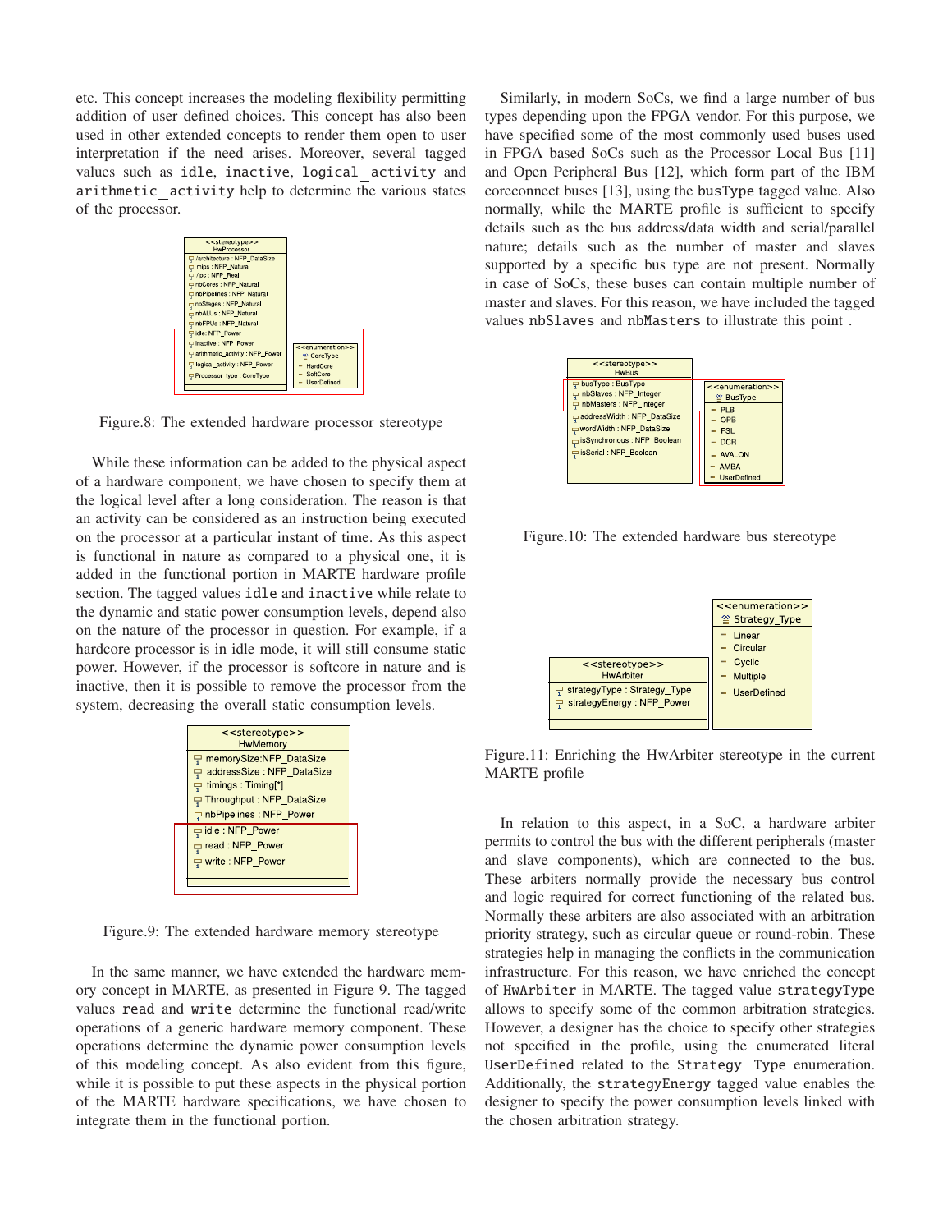etc. This concept increases the modeling flexibility permitting addition of user defined choices. This concept has also been used in other extended concepts to render them open to user interpretation if the need arises. Moreover, several tagged values such as idle, inactive, logical_activity and arithmetic_activity help to determine the various states of the processor.

Figure.8: The extended hardware processor stereotype

While these information can be added to the physical aspect of a hardware component, we have chosen to specify them at the logical level after a long consideration. The reason is that an activity can be considered as an instruction being executed on the processor at a particular instant of time. As this aspect is functional in nature as compared to a physical one, it is added in the functional portion in MARTE hardware profile section. The tagged values idle and inactive while relate to the dynamic and static power consumption levels, depend also on the nature of the processor in question. For example, if a hardcore processor is in idle mode, it will still consume static power. However, if the processor is softcore in nature and is inactive, then it is possible to remove the processor from the system, decreasing the overall static consumption levels.

Figure.9: The extended hardware memory stereotype

In the same manner, we have extended the hardware memory concept in MARTE, as presented in Figure 9. The tagged values read and write determine the functional read/write operations of a generic hardware memory component. These operations determine the dynamic power consumption levels of this modeling concept. As also evident from this figure, while it is possible to put these aspects in the physical portion of the MARTE hardware specifications, we have chosen to integrate them in the functional portion.

Similarly, in modern SoCs, we find a large number of bus types depending upon the FPGA vendor. For this purpose, we have specified some of the most commonly used buses used in FPGA based SoCs such as the Processor Local Bus [11] and Open Peripheral Bus [12], which form part of the IBM coreconnect buses [13], using the busType tagged value. Also normally, while the MARTE profile is sufficient to specify details such as the bus address/data width and serial/parallel nature; details such as the number of master and slaves supported by a specific bus type are not present. Normally in case of SoCs, these buses can contain multiple number of master and slaves. For this reason, we have included the tagged values nbSlaves and nbMasters to illustrate this point .

Figure.10: The extended hardware bus stereotype

Figure.11: Enriching the HwArbiter stereotype in the current MARTE profile

In relation to this aspect, in a SoC, a hardware arbiter permits to control the bus with the different peripherals (master and slave components), which are connected to the bus. These arbiters normally provide the necessary bus control and logic required for correct functioning of the related bus. Normally these arbiters are also associated with an arbitration priority strategy, such as circular queue or round-robin. These strategies help in managing the conflicts in the communication infrastructure. For this reason, we have enriched the concept of HwArbiter in MARTE. The tagged value strategyType allows to specify some of the common arbitration strategies. However, a designer has the choice to specify other strategies not specified in the profile, using the enumerated literal UserDefined related to the Strategy_Type enumeration. Additionally, the strategyEnergy tagged value enables the designer to specify the power consumption levels linked with the chosen arbitration strategy.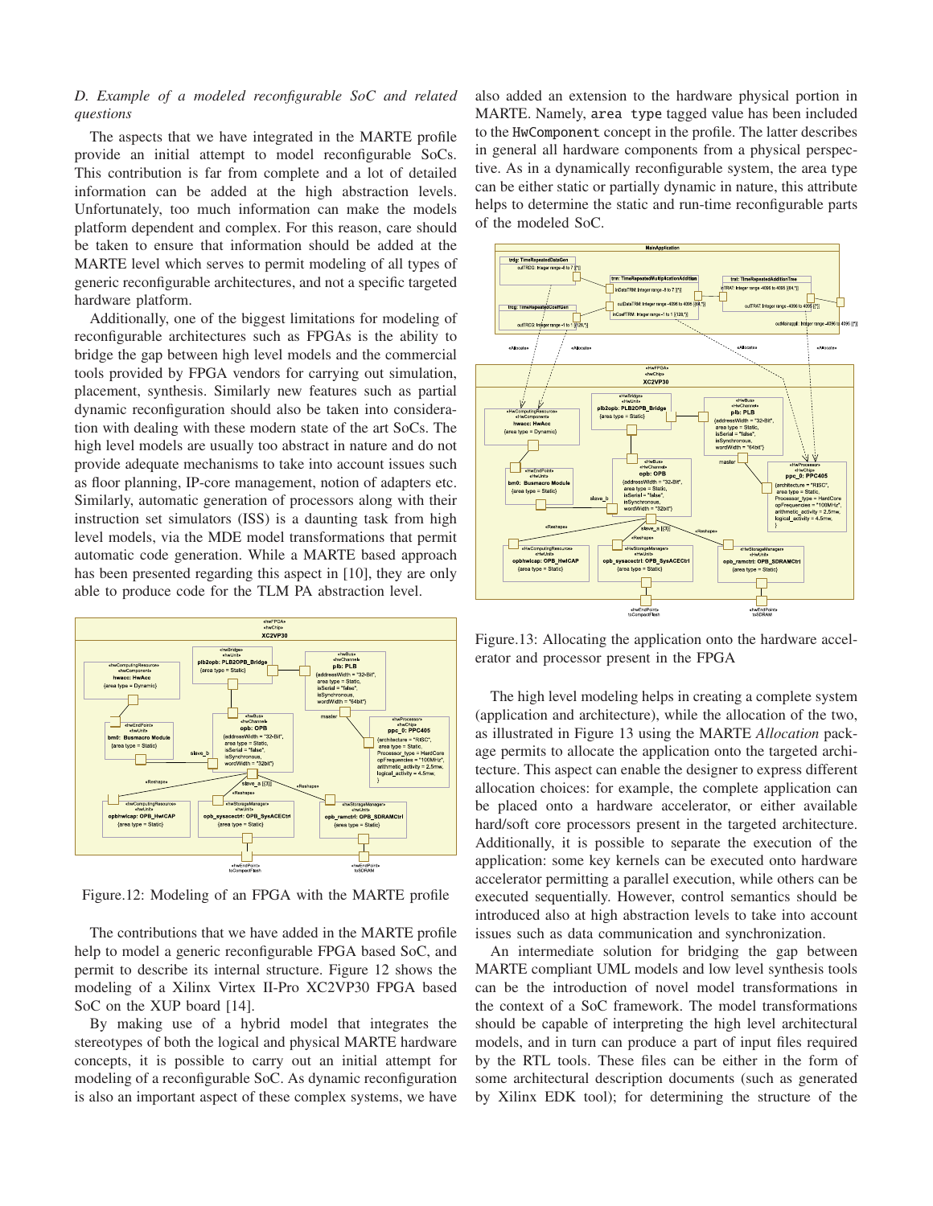*D. Example of a modeled reconfigurable SoC and related questions*

The aspects that we have integrated in the MARTE profile provide an initial attempt to model reconfigurable SoCs. This contribution is far from complete and a lot of detailed information can be added at the high abstraction levels. Unfortunately, too much information can make the models platform dependent and complex. For this reason, care should be taken to ensure that information should be added at the MARTE level which serves to permit modeling of all types of generic reconfigurable architectures, and not a specific targeted hardware platform.

Additionally, one of the biggest limitations for modeling of reconfigurable architectures such as FPGAs is the ability to bridge the gap between high level models and the commercial tools provided by FPGA vendors for carrying out simulation, placement, synthesis. Similarly new features such as partial dynamic reconfiguration should also be taken into consideration with dealing with these modern state of the art SoCs. The high level models are usually too abstract in nature and do not provide adequate mechanisms to take into account issues such as floor planning, IP-core management, notion of adapters etc. Similarly, automatic generation of processors along with their instruction set simulators (ISS) is a daunting task from high level models, via the MDE model transformations that permit automatic code generation. While a MARTE based approach has been presented regarding this aspect in [10], they are only able to produce code for the TLM PA abstraction level.

Figure.12: Modeling of an FPGA with the MARTE profile

The contributions that we have added in the MARTE profile help to model a generic reconfigurable FPGA based SoC, and permit to describe its internal structure. Figure 12 shows the modeling of a Xilinx Virtex II-Pro XC2VP30 FPGA based SoC on the XUP board [14].

By making use of a hybrid model that integrates the stereotypes of both the logical and physical MARTE hardware concepts, it is possible to carry out an initial attempt for modeling of a reconfigurable SoC. As dynamic reconfiguration is also an important aspect of these complex systems, we have also added an extension to the hardware physical portion in MARTE. Namely, `area type` tagged value has been included to the `HwComponent` concept in the profile. The latter describes in general all hardware components from a physical perspective. As in a dynamically reconfigurable system, the area type can be either static or partially dynamic in nature, this attribute helps to determine the static and run-time reconfigurable parts of the modeled SoC.

Figure.13: Allocating the application onto the hardware accelerator and processor present in the FPGA

The high level modeling helps in creating a complete system (application and architecture), while the allocation of the two, as illustrated in Figure 13 using the MARTE *Allocation* package permits to allocate the application onto the targeted architecture. This aspect can enable the designer to express different allocation choices: for example, the complete application can be placed onto a hardware accelerator, or either available hard/soft core processors present in the targeted architecture. Additionally, it is possible to separate the execution of the application: some key kernels can be executed onto hardware accelerator permitting a parallel execution, while others can be executed sequentially. However, control semantics should be introduced also at high abstraction levels to take into account issues such as data communication and synchronization.

An intermediate solution for bridging the gap between MARTE compliant UML models and low level synthesis tools can be the introduction of novel model transformations in the context of a SoC framework. The model transformations should be capable of interpreting the high level architectural models, and in turn can produce a part of input files required by the RTL tools. These files can be either in the form of some architectural description documents (such as generated by Xilinx EDK tool); for determining the structure of the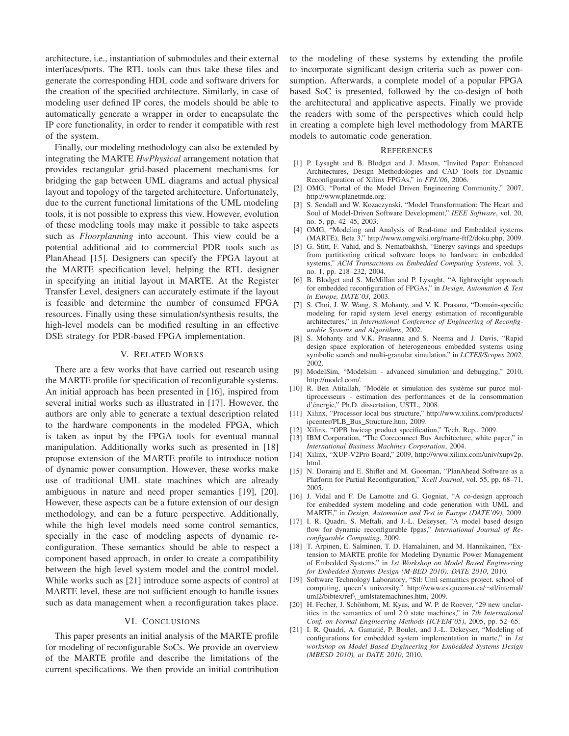architecture, i.e., instantiation of submodules and their external interfaces/ports. The RTL tools can thus take these files and generate the corresponding HDL code and software drivers for the creation of the specified architecture. Similarly, in case of modeling user defined IP cores, the models should be able to automatically generate a wrapper in order to encapsulate the IP core functionality, in order to render it compatible with rest of the system.

Finally, our modeling methodology can also be extended by integrating the MARTE *HwPhysical* arrangement notation that provides rectangular grid-based placement mechanisms for bridging the gap between UML diagrams and actual physical layout and topology of the targeted architecture. Unfortunately, due to the current functional limitations of the UML modeling tools, it is not possible to express this view. However, evolution of these modeling tools may make it possible to take aspects such as *Floorplanning* into account. This view could be a potential additional aid to commercial PDR tools such as PlanAhead [15]. Designers can specify the FPGA layout at the MARTE specification level, helping the RTL designer in specifying an initial layout in MARTE. At the Register Transfer Level, designers can accurately estimate if the layout is feasible and determine the number of consumed FPGA resources. Finally using these simulation/synthesis results, the high-level models can be modified resulting in an effective DSE strategy for PDR-based FPGA implementation.

## V. Related Works

There are a few works that have carried out research using the MARTE profile for specification of reconfigurable systems. An initial approach has been presented in [16], inspired from several initial works such as illustrated in [17]. However, the authors are only able to generate a textual description related to the hardware components in the modeled FPGA, which is taken as input by the FPGA tools for eventual manual manipulation. Additionally works such as presented in [18] propose extension of the MARTE profile to introduce notion of dynamic power consumption. However, these works make use of traditional UML state machines which are already ambiguous in nature and need proper semantics [19], [20]. However, these aspects can be a future extension of our design methodology, and can be a future perspective. Additionally, while the high level models need some control semantics, specially in the case of modeling aspects of dynamic reconfiguration. These semantics should be able to respect a component based approach, in order to create a compatibility between the high level system model and the control model. While works such as [21] introduce some aspects of control at MARTE level, these are not sufficient enough to handle issues such as data management when a reconfiguration takes place.

## VI. Conclusions

This paper presents an initial analysis of the MARTE profile for modeling of reconfigurable SoCs. We provide an overview of the MARTE profile and describe the limitations of the current specifications. We then provide an initial contribution to the modeling of these systems by extending the profile to incorporate significant design criteria such as power consumption. Afterwards, a complete model of a popular FPGA based SoC is presented, followed by the co-design of both the architectural and applicative aspects. Finally we provide the readers with some of the perspectives which could help in creating a complete high level methodology from MARTE models to automatic code generation.

## References

[1] P. Lysaght and B. Blodget and J. Mason, "Invited Paper: Enhanced Architectures, Design Methodologies and CAD Tools for Dynamic Reconfiguration of Xilinx FPGAs," in *FPL'06*, 2006.

[2] OMG, "Portal of the Model Driven Engineering Community," 2007, http://www.planetmde.org.

[3] S. Sendall and W. Kozaczynski, "Model Transformation: The Heart and Soul of Model-Driven Software Development," *IEEE Software*, vol. 20, no. 5, pp. 42–45, 2003.

[4] OMG, "Modeling and Analysis of Real-time and Embedded systems (MARTE), Beta 3," http://www.omgwiki.org/marte-ftf2/doku.php, 2009.

[5] G. Stitt, F. Vahid, and S. Nematbakhsh, "Energy savings and speedups from partitioning critical software loops to hardware in embedded systems," *ACM Transactions on Embedded Computing Systems*, vol. 3, no. 1, pp. 218–232, 2004.

[6] B. Blodget and S. McMillan and P. Lysaght, "A lightweight approach for embedded reconfiguration of FPGAs," in *Design, Automation & Test in Europe, DATE'03*, 2003.

[7] S. Choi, J. W. Wang, S. Mohanty, and V. K. Prasana, "Domain-specific modeling for rapid system level energy estimation of reconfigurable architectures," in *International Conference of Engineering of Reconfigurable Systems and Algorithms*, 2002.

[8] S. Mohanty and V.K. Prasanna and S. Neema and J. Davis, "Rapid design space exploration of heterogeneous embedded systems using symbolic search and multi-granular simulation," in *LCTES/Scopes 2002*, 2002.

[9] ModelSim, "Modelsim - advanced simulation and debugging," 2010, http://model.com/.

[10] R. Ben Atitallah, "Modèle et simulation des système sur purce multiprocesseurs - estimation des performances et de la consommation d'énergie," Ph.D. dissertation, USTL, 2008.

[11] Xilinx, "Processor local bus structure," http://www.xilinx.com/products/ipcenter/PLB_Bus_Structure.htm, 2009.

[12] Xilinx, "OPB hwicap product specification," Tech. Rep., 2009.

[13] IBM Corporation, "The Coreconnect Bus Architecture, white paper," in *International Business Machines Corporation*, 2004.

[14] Xilinx, "XUP-V2Pro Board," 2009, http://www.xilinx.com/univ/xupv2p.html.

[15] N. Dorairaj and E. Shiflet and M. Goosman, "PlanAhead Software as a Platform for Partial Reconfiguration," *Xcell Journal*, vol. 55, pp. 68–71, 2005.

[16] J. Vidal and F. De Lamotte and G. Gogniat, "A co-design approach for embedded system modeling and code generation with UML and MARTE," in *Design, Automation and Test in Europe (DATE'09)*, 2009.

[17] I. R. Quadri, S. Meftali, and J.-L. Dekeyser, "A model based design flow for dynamic reconfigurable fpgas," *International Journal of Reconfigurable Computing*, 2009.

[18] T. Arpinen, E. Salminen, T. D. Hamalainen, and M. Hannikainen, "Extension to MARTE profile for Modeling Dynamic Power Management of Embedded Systems," in *1st Workshop on Model Based Engineering for Embedded Systems Design (M-BED 2010), DATE 2010*, 2010.

[19] Software Technology Laboratory, "Stl: Uml semantics project. school of computing, queen's university," http://www.cs.queensu.ca/~stl/internal/uml2/bibtex/ref\_umlstatemachines.htm, 2009.

[20] H. Fecher, J. Schönborn, M. Kyas, and W. P. de Roever, "29 new unclarities in the semantics of uml 2.0 state machines," in *7th International Conf. on Formal Engineering Methods (ICFEM'05)*, 2005, pp. 52–65.

[21] I. R. Quadri, A. Gamatié, P. Boulet, and J.-L. Dekeyser, "Modeling of configurations for embedded system implementation in marte," in *1st workshop on Model Based Engineering for Embedded Systems Design (MBESD 2010), at DATE 2010*, 2010.